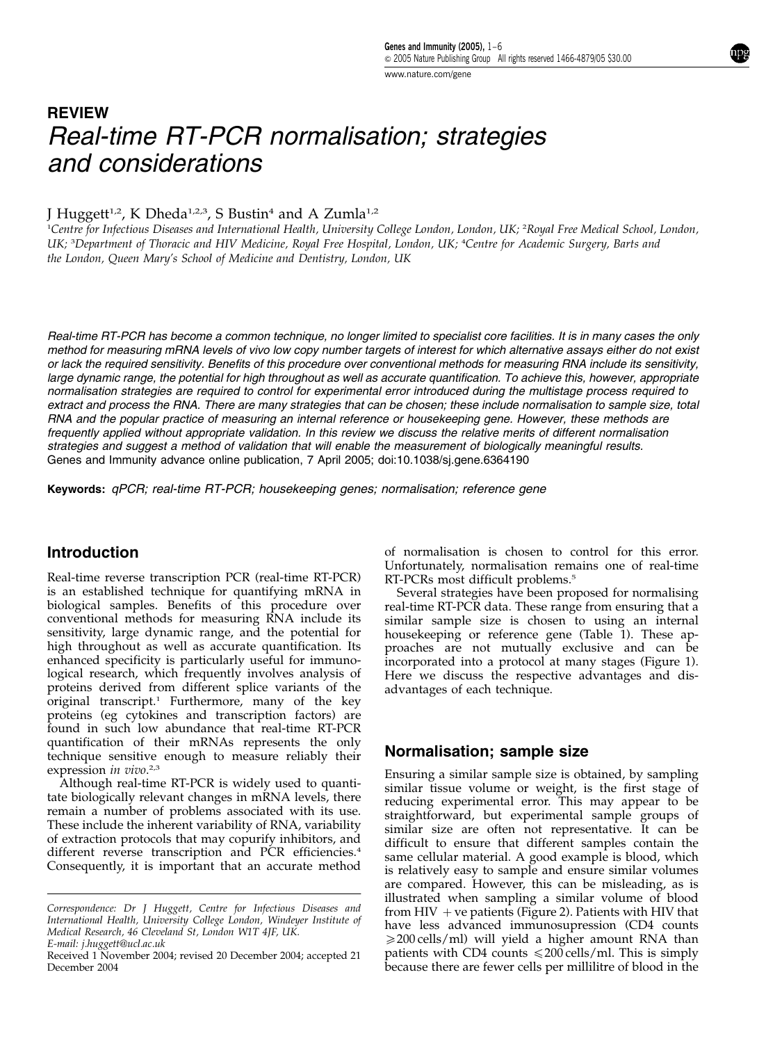REVIEW

# Real-time RT-PCR normalisation; strategies and considerations

J Huggett[1,2], K Dheda[1,2,3], S Bustin[4] and A Zumla[1,2]

[1]Centre for Infectious Diseases and International Health, University College London, London, UK; [2]Royal Free Medical School, London, UK; [3]Department of Thoracic and HIV Medicine, Royal Free Hospital, London, UK; [4]Centre for Academic Surgery, Barts and the London, Queen Mary's School of Medicine and Dentistry, London, UK

*Real-time RT-PCR has become a common technique, no longer limited to specialist core facilities. It is in many cases the only method for measuring mRNA levels of vivo low copy number targets of interest for which alternative assays either do not exist or lack the required sensitivity. Benefits of this procedure over conventional methods for measuring RNA include its sensitivity, large dynamic range, the potential for high throughout as well as accurate quantification. To achieve this, however, appropriate normalisation strategies are required to control for experimental error introduced during the multistage process required to extract and process the RNA. There are many strategies that can be chosen; these include normalisation to sample size, total RNA and the popular practice of measuring an internal reference or housekeeping gene. However, these methods are frequently applied without appropriate validation. In this review we discuss the relative merits of different normalisation strategies and suggest a method of validation that will enable the measurement of biologically meaningful results.*

Genes and Immunity advance online publication, 7 April 2005; doi:10.1038/sj.gene.6364190

**Keywords:** *qPCR; real-time RT-PCR; housekeeping genes; normalisation; reference gene*

## Introduction

Real-time reverse transcription PCR (real-time RT-PCR) is an established technique for quantifying mRNA in biological samples. Benefits of this procedure over conventional methods for measuring RNA include its sensitivity, large dynamic range, and the potential for high throughout as well as accurate quantification. Its enhanced specificity is particularly useful for immunological research, which frequently involves analysis of proteins derived from different splice variants of the original transcript.[1] Furthermore, many of the key proteins (eg cytokines and transcription factors) are found in such low abundance that real-time RT-PCR quantification of their mRNAs represents the only technique sensitive enough to measure reliably their expression *in vivo*.[2,3]

Although real-time RT-PCR is widely used to quantitate biologically relevant changes in mRNA levels, there remain a number of problems associated with its use. These include the inherent variability of RNA, variability of extraction protocols that may copurify inhibitors, and different reverse transcription and PCR efficiencies.[4] Consequently, it is important that an accurate method of normalisation is chosen to control for this error. Unfortunately, normalisation remains one of real-time RT-PCRs most difficult problems.[5]

Several strategies have been proposed for normalising real-time RT-PCR data. These range from ensuring that a similar sample size is chosen to using an internal housekeeping or reference gene (Table 1). These approaches are not mutually exclusive and can be incorporated into a protocol at many stages (Figure 1). Here we discuss the respective advantages and disadvantages of each technique.

## Normalisation; sample size

Ensuring a similar sample size is obtained, by sampling similar tissue volume or weight, is the first stage of reducing experimental error. This may appear to be straightforward, but experimental sample groups of similar size are often not representative. It can be difficult to ensure that different samples contain the same cellular material. A good example is blood, which is relatively easy to sample and ensure similar volumes are compared. However, this can be misleading, as is illustrated when sampling a similar volume of blood from HIV + ve patients (Figure 2). Patients with HIV that have less advanced immunosupression (CD4 counts $\geqslant$200 cells/ml) will yield a higher amount RNA than patients with CD4 counts $\leqslant$200 cells/ml. This is simply because there are fewer cells per millilitre of blood in the

Correspondence: Dr J Huggett, Centre for Infectious Diseases and International Health, University College London, Windeyer Institute of Medical Research, 46 Cleveland St, London W1T 4JF, UK.
E-mail: j.huggett@ucl.ac.uk
Received 1 November 2004; revised 20 December 2004; accepted 21 December 2004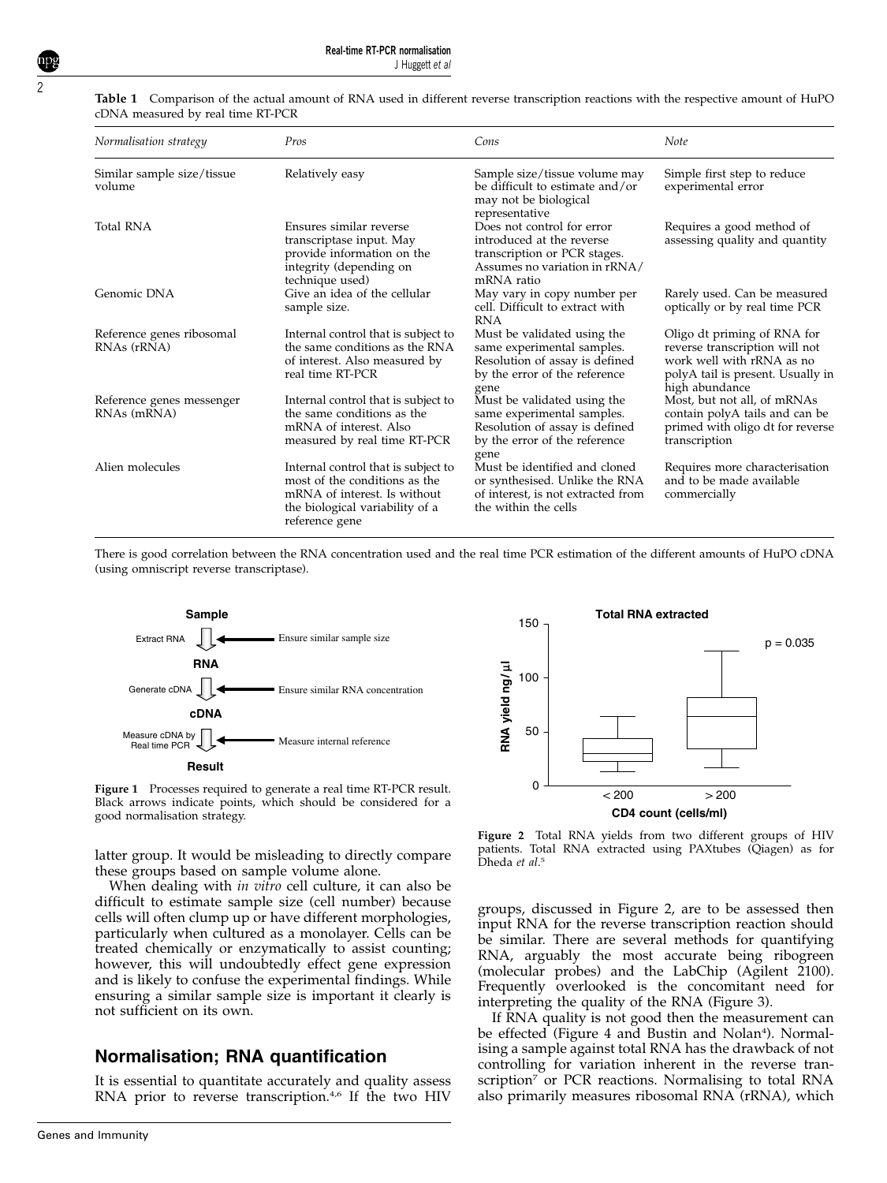**Table 1** Comparison of the actual amount of RNA used in different reverse transcription reactions with the respective amount of HuPO cDNA measured by real time RT-PCR

| *Normalisation strategy* | *Pros* | *Cons* | *Note* |
|---|---|---|---|
| Similar sample size/tissue volume | Relatively easy | Sample size/tissue volume may be difficult to estimate and/or may not be biological representative | Simple first step to reduce experimental error |
| Total RNA | Ensures similar reverse transcriptase input. May provide information on the integrity (depending on technique used) | Does not control for error introduced at the reverse transcription or PCR stages. Assumes no variation in rRNA/mRNA ratio | Requires a good method of assessing quality and quantity |
| Genomic DNA | Give an idea of the cellular sample size. | May vary in copy number per cell. Difficult to extract with RNA | Rarely used. Can be measured optically or by real time PCR |
| Reference genes ribosomal RNAs (rRNA) | Internal control that is subject to the same conditions as the RNA of interest. Also measured by real time RT-PCR | Must be validated using the same experimental samples. Resolution of assay is defined by the error of the reference gene | Oligo dt priming of RNA for reverse transcription will not work well with rRNA as no polyA tail is present. Usually in high abundance |
| Reference genes messenger RNAs (mRNA) | Internal control that is subject to the same conditions as the mRNA of interest. Also measured by real time RT-PCR | Must be validated using the same experimental samples. Resolution of assay is defined by the error of the reference gene | Most, but not all, of mRNAs contain polyA tails and can be primed with oligo dt for reverse transcription |
| Alien molecules | Internal control that is subject to most of the conditions as the mRNA of interest. Is without the biological variability of a reference gene | Must be identified and cloned or synthesised. Unlike the RNA of interest, is not extracted from the within the cells | Requires more characterisation and to be made available commercially |

There is good correlation between the RNA concentration used and the real time PCR estimation of the different amounts of HuPO cDNA (using omniscript reverse transcriptase).

**Figure 1** Processes required to generate a real time RT-PCR result. Black arrows indicate points, which should be considered for a good normalisation strategy.

**Figure 2** Total RNA yields from two different groups of HIV patients. Total RNA extracted using PAXtubes (Qiagen) as for Dheda *et al*.[5]

latter group. It would be misleading to directly compare these groups based on sample volume alone.

When dealing with *in vitro* cell culture, it can also be difficult to estimate sample size (cell number) because cells will often clump up or have different morphologies, particularly when cultured as a monolayer. Cells can be treated chemically or enzymatically to assist counting; however, this will undoubtedly effect gene expression and is likely to confuse the experimental findings. While ensuring a similar sample size is important it clearly is not sufficient on its own.

## Normalisation; RNA quantification

It is essential to quantitate accurately and quality assess RNA prior to reverse transcription.[4,6] If the two HIV groups, discussed in Figure 2, are to be assessed then input RNA for the reverse transcription reaction should be similar. There are several methods for quantifying RNA, arguably the most accurate being ribogreen (molecular probes) and the LabChip (Agilent 2100). Frequently overlooked is the concomitant need for interpreting the quality of the RNA (Figure 3).

If RNA quality is not good then the measurement can be effected (Figure 4 and Bustin and Nolan[4]). Normalising a sample against total RNA has the drawback of not controlling for variation inherent in the reverse transcription[7] or PCR reactions. Normalising to total RNA also primarily measures ribosomal RNA (rRNA), which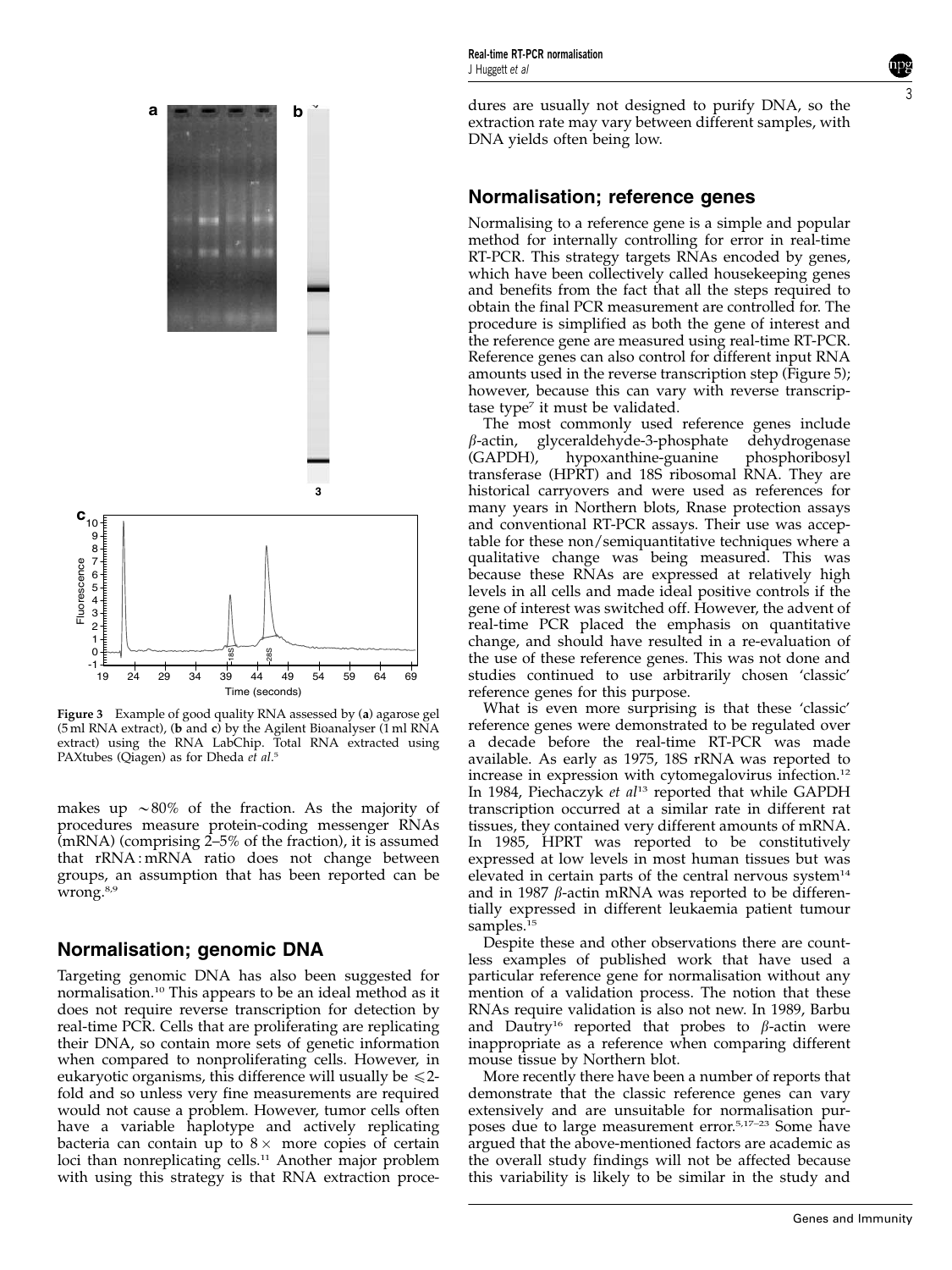**Figure 3** Example of good quality RNA assessed by (**a**) agarose gel (5 ml RNA extract), (**b** and **c**) by the Agilent Bioanalyser (1 ml RNA extract) using the RNA LabChip. Total RNA extracted using PAXtubes (Qiagen) as for Dheda *et al*.[5]

makes up ~80% of the fraction. As the majority of procedures measure protein-coding messenger RNAs (mRNA) (comprising 2–5% of the fraction), it is assumed that rRNA : mRNA ratio does not change between groups, an assumption that has been reported can be wrong.[8,9]

## Normalisation; genomic DNA

Targeting genomic DNA has also been suggested for normalisation.[10] This appears to be an ideal method as it does not require reverse transcription for detection by real-time PCR. Cells that are proliferating are replicating their DNA, so contain more sets of genetic information when compared to nonproliferating cells. However, in eukaryotic organisms, this difference will usually be $\leqslant 2$-fold and so unless very fine measurements are required would not cause a problem. However, tumor cells often have a variable haplotype and actively replicating bacteria can contain up to $8\times$ more copies of certain loci than nonreplicating cells.[11] Another major problem with using this strategy is that RNA extraction procedures are usually not designed to purify DNA, so the extraction rate may vary between different samples, with DNA yields often being low.

## Normalisation; reference genes

Normalising to a reference gene is a simple and popular method for internally controlling for error in real-time RT-PCR. This strategy targets RNAs encoded by genes, which have been collectively called housekeeping genes and benefits from the fact that all the steps required to obtain the final PCR measurement are controlled for. The procedure is simplified as both the gene of interest and the reference gene are measured using real-time RT-PCR. Reference genes can also control for different input RNA amounts used in the reverse transcription step (Figure 5); however, because this can vary with reverse transcriptase type[7] it must be validated.

The most commonly used reference genes include $\beta$-actin, glyceraldehyde-3-phosphate dehydrogenase (GAPDH), hypoxanthine-guanine phosphoribosyl transferase (HPRT) and 18S ribosomal RNA. They are historical carryovers and were used as references for many years in Northern blots, Rnase protection assays and conventional RT-PCR assays. Their use was acceptable for these non/semiquantitative techniques where a qualitative change was being measured. This was because these RNAs are expressed at relatively high levels in all cells and made ideal positive controls if the gene of interest was switched off. However, the advent of real-time PCR placed the emphasis on quantitative change, and should have resulted in a re-evaluation of the use of these reference genes. This was not done and studies continued to use arbitrarily chosen 'classic' reference genes for this purpose.

What is even more surprising is that these 'classic' reference genes were demonstrated to be regulated over a decade before the real-time RT-PCR was made available. As early as 1975, 18S rRNA was reported to increase in expression with cytomegalovirus infection.[12] In 1984, Piechaczyk *et al*[13] reported that while GAPDH transcription occurred at a similar rate in different rat tissues, they contained very different amounts of mRNA. In 1985, HPRT was reported to be constitutively expressed at low levels in most human tissues but was elevated in certain parts of the central nervous system[14] and in 1987 $\beta$-actin mRNA was reported to be differentially expressed in different leukaemia patient tumour samples.[15]

Despite these and other observations there are countless examples of published work that have used a particular reference gene for normalisation without any mention of a validation process. The notion that these RNAs require validation is also not new. In 1989, Barbu and Dautry[16] reported that probes to $\beta$-actin were inappropriate as a reference when comparing different mouse tissue by Northern blot.

More recently there have been a number of reports that demonstrate that the classic reference genes can vary extensively and are unsuitable for normalisation purposes due to large measurement error.[5,17–23] Some have argued that the above-mentioned factors are academic as the overall study findings will not be affected because this variability is likely to be similar in the study and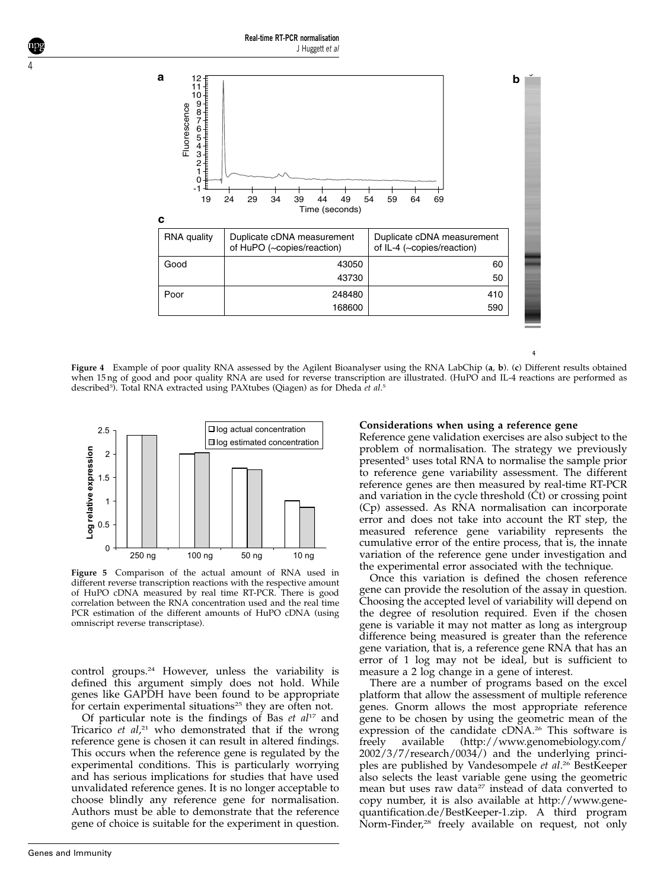| RNA quality | Duplicate cDNA measurement of HuPO (~copies/reaction) | Duplicate cDNA measurement of IL-4 (~copies/reaction) |
|---|---|---|
| Good | 43050 | 60 |
| | 43730 | 50 |
| Poor | 248480 | 410 |
| | 168600 | 590 |

**Figure 4** Example of poor quality RNA assessed by the Agilent Bioanalyser using the RNA LabChip (**a**, **b**). (**c**) Different results obtained when 15 ng of good and poor quality RNA are used for reverse transcription are illustrated. (HuPO and IL-4 reactions are performed as described[5]). Total RNA extracted using PAXtubes (Qiagen) as for Dheda *et al*.[5]

**Figure 5** Comparison of the actual amount of RNA used in different reverse transcription reactions with the respective amount of HuPO cDNA measured by real time RT-PCR. There is good correlation between the RNA concentration used and the real time PCR estimation of the different amounts of HuPO cDNA (using omniscript reverse transcriptase).

control groups.[24] However, unless the variability is defined this argument simply does not hold. While genes like GAPDH have been found to be appropriate for certain experimental situations[25] they are often not.

Of particular note is the findings of Bas *et al*[17] and Tricarico *et al*,[21] who demonstrated that if the wrong reference gene is chosen it can result in altered findings. This occurs when the reference gene is regulated by the experimental conditions. This is particularly worrying and has serious implications for studies that have used unvalidated reference genes. It is no longer acceptable to choose blindly any reference gene for normalisation. Authors must be able to demonstrate that the reference gene of choice is suitable for the experiment in question.

**Considerations when using a reference gene**

Reference gene validation exercises are also subject to the problem of normalisation. The strategy we previously presented[5] uses total RNA to normalise the sample prior to reference gene variability assessment. The different reference genes are then measured by real-time RT-PCR and variation in the cycle threshold (Ct) or crossing point (Cp) assessed. As RNA normalisation can incorporate error and does not take into account the RT step, the measured reference gene variability represents the cumulative error of the entire process, that is, the innate variation of the reference gene under investigation and the experimental error associated with the technique.

Once this variation is defined the chosen reference gene can provide the resolution of the assay in question. Choosing the accepted level of variability will depend on the degree of resolution required. Even if the chosen gene is variable it may not matter as long as intergroup difference being measured is greater than the reference gene variation, that is, a reference gene RNA that has an error of 1 log may not be ideal, but is sufficient to measure a 2 log change in a gene of interest.

There are a number of programs based on the excel platform that allow the assessment of multiple reference genes. Gnorm allows the most appropriate reference gene to be chosen by using the geometric mean of the expression of the candidate cDNA.[26] This software is freely available (http://www.genomebiology.com/2002/3/7/research/0034/) and the underlying principles are published by Vandesompele *et al*.[26] BestKeeper also selects the least variable gene using the geometric mean but uses raw data[27] instead of data converted to copy number, it is also available at http://www.gene-quantification.de/BestKeeper-1.zip. A third program Norm-Finder,[28] freely available on request, not only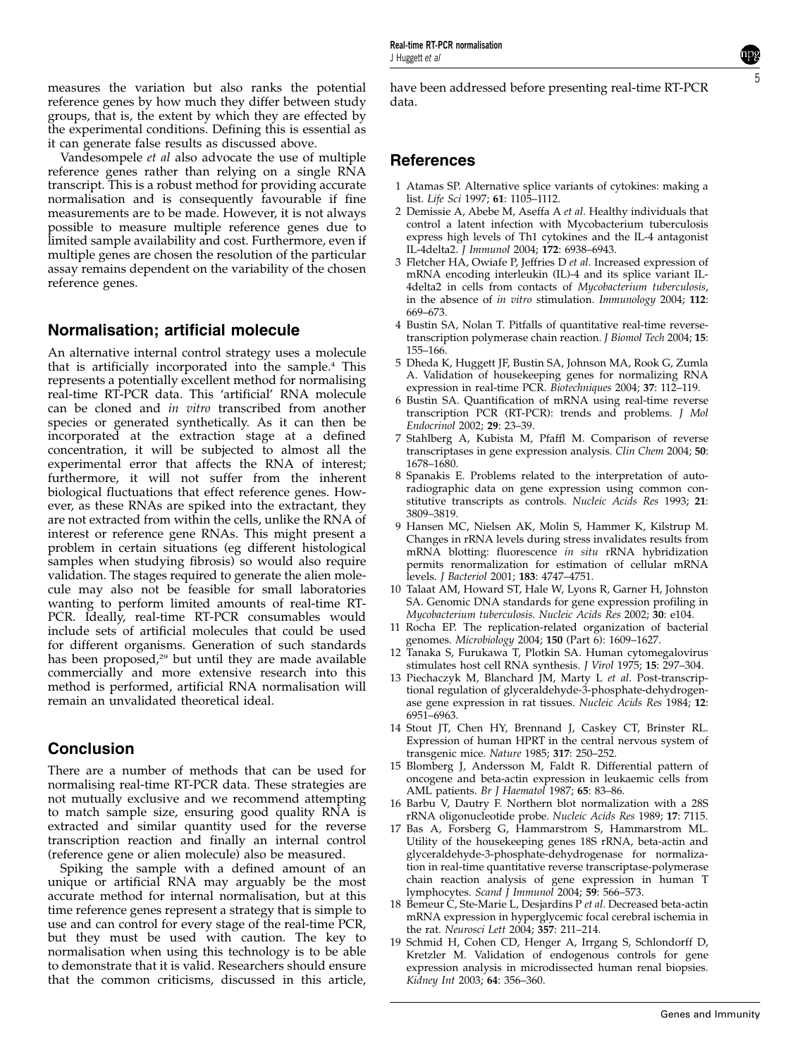measures the variation but also ranks the potential reference genes by how much they differ between study groups, that is, the extent by which they are effected by the experimental conditions. Defining this is essential as it can generate false results as discussed above.

Vandesompele *et al* also advocate the use of multiple reference genes rather than relying on a single RNA transcript. This is a robust method for providing accurate normalisation and is consequently favourable if fine measurements are to be made. However, it is not always possible to measure multiple reference genes due to limited sample availability and cost. Furthermore, even if multiple genes are chosen the resolution of the particular assay remains dependent on the variability of the chosen reference genes.

## Normalisation; artificial molecule

An alternative internal control strategy uses a molecule that is artificially incorporated into the sample.[4] This represents a potentially excellent method for normalising real-time RT-PCR data. This 'artificial' RNA molecule can be cloned and *in vitro* transcribed from another species or generated synthetically. As it can then be incorporated at the extraction stage at a defined concentration, it will be subjected to almost all the experimental error that affects the RNA of interest; furthermore, it will not suffer from the inherent biological fluctuations that effect reference genes. However, as these RNAs are spiked into the extractant, they are not extracted from within the cells, unlike the RNA of interest or reference gene RNAs. This might present a problem in certain situations (eg different histological samples when studying fibrosis) so would also require validation. The stages required to generate the alien molecule may also not be feasible for small laboratories wanting to perform limited amounts of real-time RT-PCR. Ideally, real-time RT-PCR consumables would include sets of artificial molecules that could be used for different organisms. Generation of such standards has been proposed,[29] but until they are made available commercially and more extensive research into this method is performed, artificial RNA normalisation will remain an unvalidated theoretical ideal.

## Conclusion

There are a number of methods that can be used for normalising real-time RT-PCR data. These strategies are not mutually exclusive and we recommend attempting to match sample size, ensuring good quality RNA is extracted and similar quantity used for the reverse transcription reaction and finally an internal control (reference gene or alien molecule) also be measured.

Spiking the sample with a defined amount of an unique or artificial RNA may arguably be the most accurate method for internal normalisation, but at this time reference genes represent a strategy that is simple to use and can control for every stage of the real-time PCR, but they must be used with caution. The key to normalisation when using this technology is to be able to demonstrate that it is valid. Researchers should ensure that the common criticisms, discussed in this article, have been addressed before presenting real-time RT-PCR data.

## References

1. Atamas SP. Alternative splice variants of cytokines: making a list. *Life Sci* 1997; **61**: 1105–1112.
2. Demissie A, Abebe M, Aseffa A *et al*. Healthy individuals that control a latent infection with Mycobacterium tuberculosis express high levels of Th1 cytokines and the IL-4 antagonist IL-4delta2. *J Immunol* 2004; **172**: 6938–6943.
3. Fletcher HA, Owiafe P, Jeffries D *et al*. Increased expression of mRNA encoding interleukin (IL)-4 and its splice variant IL-4delta2 in cells from contacts of *Mycobacterium tuberculosis*, in the absence of *in vitro* stimulation. *Immunology* 2004; **112**: 669–673.
4. Bustin SA, Nolan T. Pitfalls of quantitative real-time reverse-transcription polymerase chain reaction. *J Biomol Tech* 2004; **15**: 155–166.
5. Dheda K, Huggett JF, Bustin SA, Johnson MA, Rook G, Zumla A. Validation of housekeeping genes for normalizing RNA expression in real-time PCR. *Biotechniques* 2004; **37**: 112–119.
6. Bustin SA. Quantification of mRNA using real-time reverse transcription PCR (RT-PCR): trends and problems. *J Mol Endocrinol* 2002; **29**: 23–39.
7. Stahlberg A, Kubista M, Pfaffl M. Comparison of reverse transcriptases in gene expression analysis. *Clin Chem* 2004; **50**: 1678–1680.
8. Spanakis E. Problems related to the interpretation of autoradiographic data on gene expression using common constitutive transcripts as controls. *Nucleic Acids Res* 1993; **21**: 3809–3819.
9. Hansen MC, Nielsen AK, Molin S, Hammer K, Kilstrup M. Changes in rRNA levels during stress invalidates results from mRNA blotting: fluorescence *in situ* rRNA hybridization permits renormalization for estimation of cellular mRNA levels. *J Bacteriol* 2001; **183**: 4747–4751.
10. Talaat AM, Howard ST, Hale W, Lyons R, Garner H, Johnston SA. Genomic DNA standards for gene expression profiling in *Mycobacterium tuberculosis*. *Nucleic Acids Res* 2002; **30**: e104.
11. Rocha EP. The replication-related organization of bacterial genomes. *Microbiology* 2004; **150** (Part 6): 1609–1627.
12. Tanaka S, Furukawa T, Plotkin SA. Human cytomegalovirus stimulates host cell RNA synthesis. *J Virol* 1975; **15**: 297–304.
13. Piechaczyk M, Blanchard JM, Marty L *et al*. Post-transcriptional regulation of glyceraldehyde-3-phosphate-dehydrogenase gene expression in rat tissues. *Nucleic Acids Res* 1984; **12**: 6951–6963.
14. Stout JT, Chen HY, Brennand J, Caskey CT, Brinster RL. Expression of human HPRT in the central nervous system of transgenic mice. *Nature* 1985; **317**: 250–252.
15. Blomberg J, Andersson M, Faldt R. Differential pattern of oncogene and beta-actin expression in leukaemic cells from AML patients. *Br J Haematol* 1987; **65**: 83–86.
16. Barbu V, Dautry F. Northern blot normalization with a 28S rRNA oligonucleotide probe. *Nucleic Acids Res* 1989; **17**: 7115.
17. Bas A, Forsberg G, Hammarstrom S, Hammarstrom ML. Utility of the housekeeping genes 18S rRNA, beta-actin and glyceraldehyde-3-phosphate-dehydrogenase for normalization in real-time quantitative reverse transcriptase-polymerase chain reaction analysis of gene expression in human T lymphocytes. *Scand J Immunol* 2004; **59**: 566–573.
18. Bemeur C, Ste-Marie L, Desjardins P *et al*. Decreased beta-actin mRNA expression in hyperglycemic focal cerebral ischemia in the rat. *Neurosci Lett* 2004; **357**: 211–214.
19. Schmid H, Cohen CD, Henger A, Irrgang S, Schlondorff D, Kretzler M. Validation of endogenous controls for gene expression analysis in microdissected human renal biopsies. *Kidney Int* 2003; **64**: 356–360.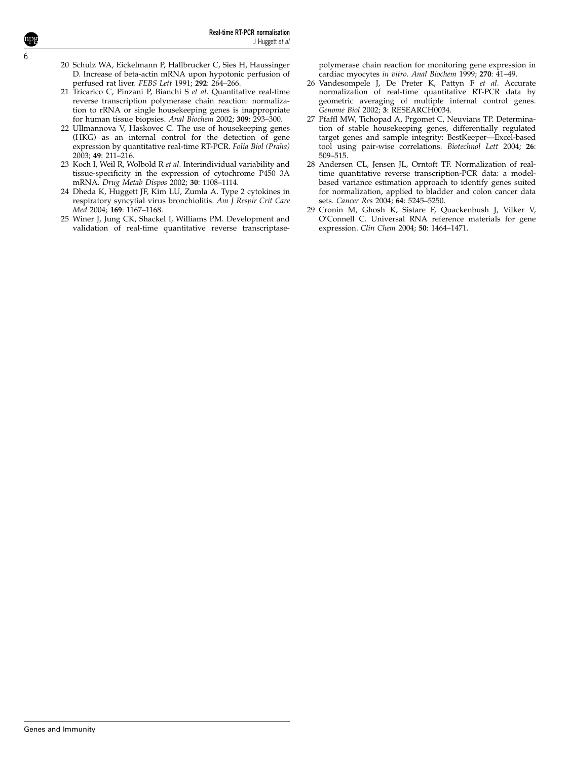20 Schulz WA, Eickelmann P, Hallbrucker C, Sies H, Haussinger D. Increase of beta-actin mRNA upon hypotonic perfusion of perfused rat liver. *FEBS Lett* 1991; **292**: 264–266.

21 Tricarico C, Pinzani P, Bianchi S *et al.* Quantitative real-time reverse transcription polymerase chain reaction: normalization to rRNA or single housekeeping genes is inappropriate for human tissue biopsies. *Anal Biochem* 2002; **309**: 293–300.

22 Ullmannova V, Haskovec C. The use of housekeeping genes (HKG) as an internal control for the detection of gene expression by quantitative real-time RT-PCR. *Folia Biol (Praha)* 2003; **49**: 211–216.

23 Koch I, Weil R, Wolbold R *et al.* Interindividual variability and tissue-specificity in the expression of cytochrome P450 3A mRNA. *Drug Metab Dispos* 2002; **30**: 1108–1114.

24 Dheda K, Huggett JF, Kim LU, Zumla A. Type 2 cytokines in respiratory syncytial virus bronchiolitis. *Am J Respir Crit Care Med* 2004; **169**: 1167–1168.

25 Winer J, Jung CK, Shackel I, Williams PM. Development and validation of real-time quantitative reverse transcriptase-polymerase chain reaction for monitoring gene expression in cardiac myocytes *in vitro*. *Anal Biochem* 1999; **270**: 41–49.

26 Vandesompele J, De Preter K, Pattyn F *et al.* Accurate normalization of real-time quantitative RT-PCR data by geometric averaging of multiple internal control genes. *Genome Biol* 2002; **3**: RESEARCH0034.

27 Pfaffl MW, Tichopad A, Prgomet C, Neuvians TP. Determination of stable housekeeping genes, differentially regulated target genes and sample integrity: BestKeeper—Excel-based tool using pair-wise correlations. *Biotechnol Lett* 2004; **26**: 509–515.

28 Andersen CL, Jensen JL, Orntoft TF. Normalization of real-time quantitative reverse transcription-PCR data: a model-based variance estimation approach to identify genes suited for normalization, applied to bladder and colon cancer data sets. *Cancer Res* 2004; **64**: 5245–5250.

29 Cronin M, Ghosh K, Sistare F, Quackenbush J, Vilker V, O'Connell C. Universal RNA reference materials for gene expression. *Clin Chem* 2004; **50**: 1464–1471.